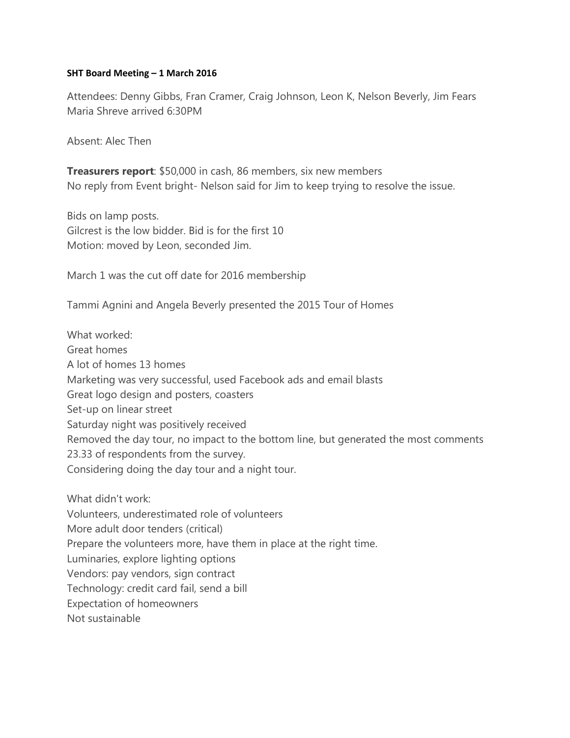**SHT Board Meeting – 1 March 2016**

Attendees: Denny Gibbs, Fran Cramer, Craig Johnson, Leon K, Nelson Beverly, Jim Fears
Maria Shreve arrived 6:30PM

Absent: Alec Then

**Treasurers report**: $50,000 in cash, 86 members, six new members
No reply from Event bright- Nelson said for Jim to keep trying to resolve the issue.

Bids on lamp posts.
Gilcrest is the low bidder. Bid is for the first 10
Motion: moved by Leon, seconded Jim.

March 1 was the cut off date for 2016 membership

Tammi Agnini and Angela Beverly presented the 2015 Tour of Homes

What worked:
Great homes
A lot of homes 13 homes
Marketing was very successful, used Facebook ads and email blasts
Great logo design and posters, coasters
Set-up on linear street
Saturday night was positively received
Removed the day tour, no impact to the bottom line, but generated the most comments
23.33 of respondents from the survey.
Considering doing the day tour and a night tour.

What didn't work:
Volunteers, underestimated role of volunteers
More adult door tenders (critical)
Prepare the volunteers more, have them in place at the right time.
Luminaries, explore lighting options
Vendors: pay vendors, sign contract
Technology: credit card fail, send a bill
Expectation of homeowners
Not sustainable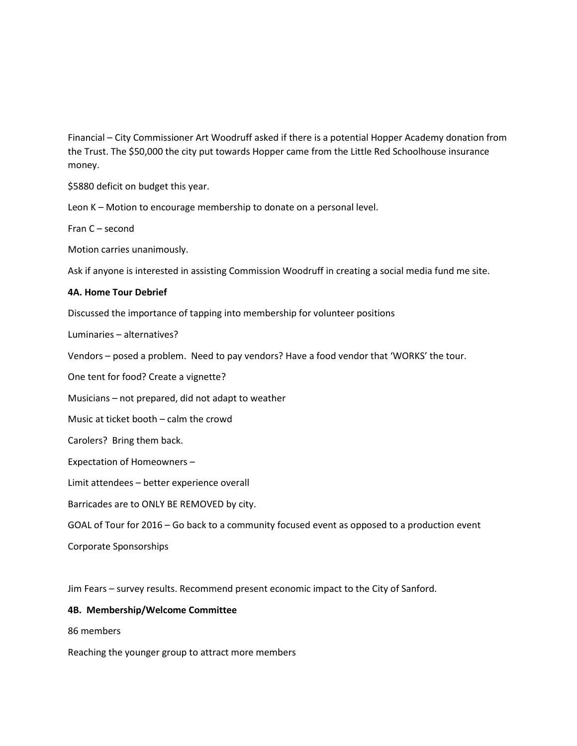Financial – City Commissioner Art Woodruff asked if there is a potential Hopper Academy donation from the Trust. The $50,000 the city put towards Hopper came from the Little Red Schoolhouse insurance money.

$5880 deficit on budget this year.

Leon K – Motion to encourage membership to donate on a personal level.

Fran C – second

Motion carries unanimously.

Ask if anyone is interested in assisting Commission Woodruff in creating a social media fund me site.

**4A. Home Tour Debrief**

Discussed the importance of tapping into membership for volunteer positions

Luminaries – alternatives?

Vendors – posed a problem. Need to pay vendors? Have a food vendor that 'WORKS' the tour.

One tent for food? Create a vignette?

Musicians – not prepared, did not adapt to weather

Music at ticket booth – calm the crowd

Carolers? Bring them back.

Expectation of Homeowners –

Limit attendees – better experience overall

Barricades are to ONLY BE REMOVED by city.

GOAL of Tour for 2016 – Go back to a community focused event as opposed to a production event

Corporate Sponsorships

Jim Fears – survey results. Recommend present economic impact to the City of Sanford.

**4B. Membership/Welcome Committee**

86 members

Reaching the younger group to attract more members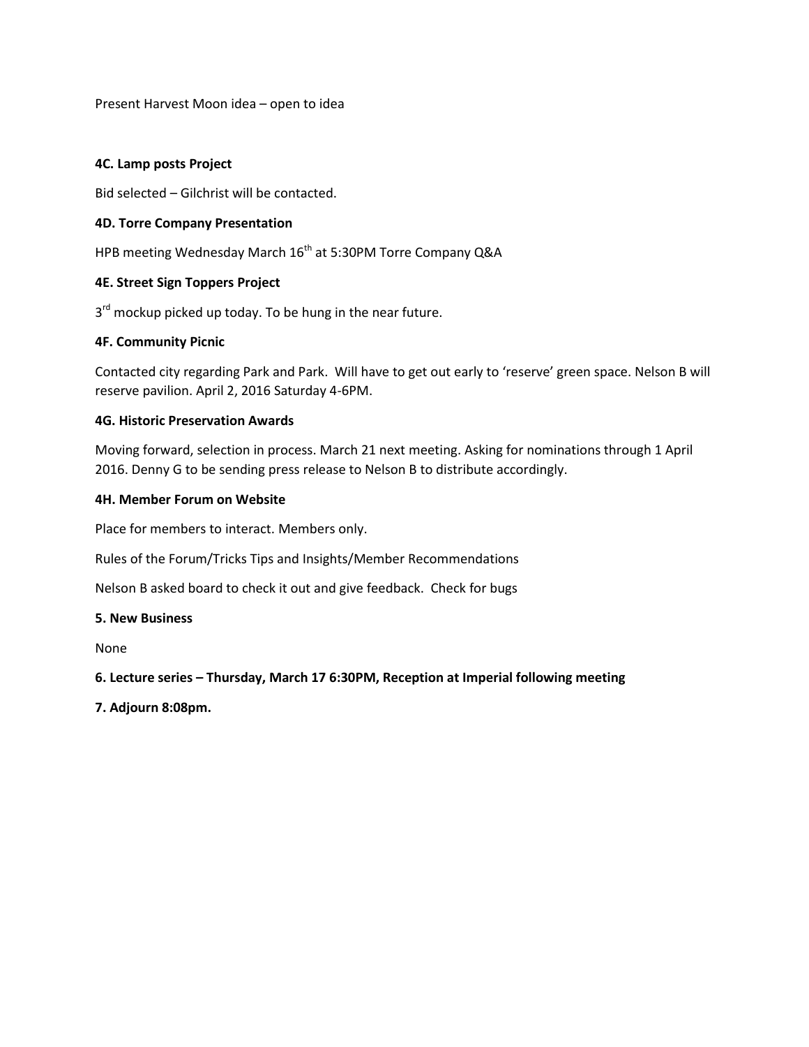Present Harvest Moon idea – open to idea

**4C. Lamp posts Project**

Bid selected – Gilchrist will be contacted.

**4D. Torre Company Presentation**

HPB meeting Wednesday March 16th at 5:30PM Torre Company Q&A

**4E. Street Sign Toppers Project**

3rd mockup picked up today. To be hung in the near future.

**4F. Community Picnic**

Contacted city regarding Park and Park. Will have to get out early to 'reserve' green space. Nelson B will reserve pavilion. April 2, 2016 Saturday 4-6PM.

**4G. Historic Preservation Awards**

Moving forward, selection in process. March 21 next meeting. Asking for nominations through 1 April 2016. Denny G to be sending press release to Nelson B to distribute accordingly.

**4H. Member Forum on Website**

Place for members to interact. Members only.

Rules of the Forum/Tricks Tips and Insights/Member Recommendations

Nelson B asked board to check it out and give feedback. Check for bugs

**5. New Business**

None

**6. Lecture series – Thursday, March 17 6:30PM, Reception at Imperial following meeting**

**7. Adjourn 8:08pm.**